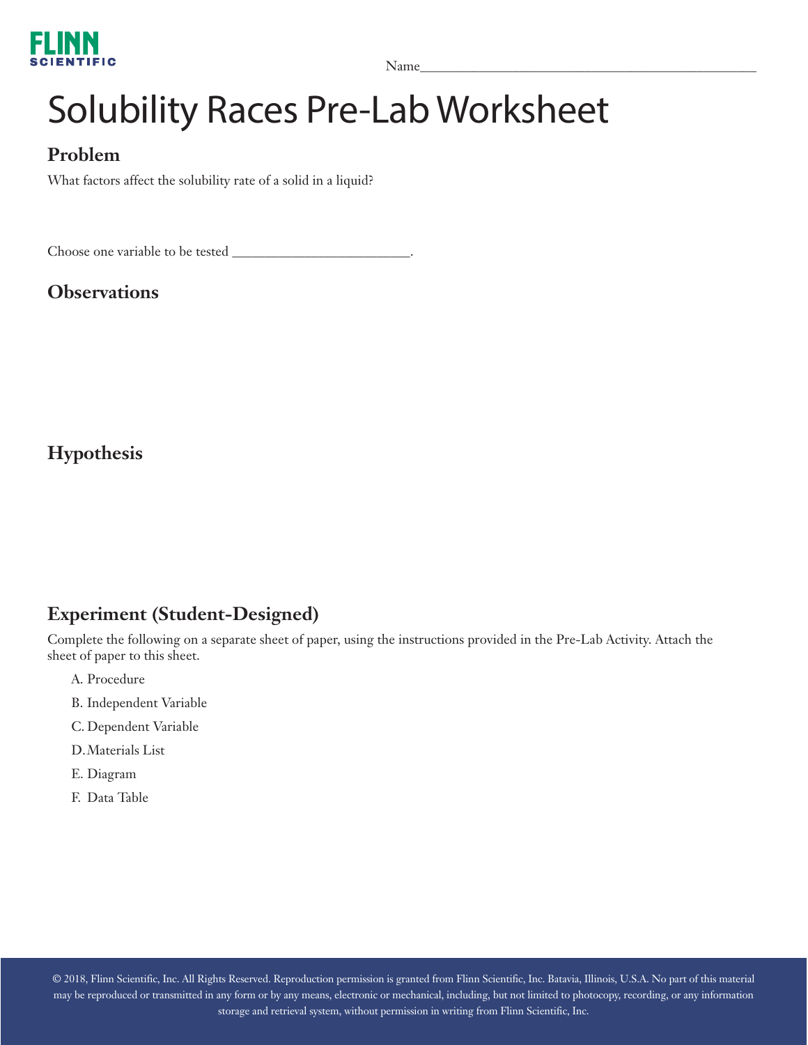Name_______________________________________________

# Solubility Races Pre-Lab Worksheet

## Problem

What factors affect the solubility rate of a solid in a liquid?

Choose one variable to be tested _________________________.

## Observations

## Hypothesis

## Experiment (Student-Designed)

Complete the following on a separate sheet of paper, using the instructions provided in the Pre-Lab Activity. Attach the sheet of paper to this sheet.

A. Procedure

B. Independent Variable

C. Dependent Variable

D. Materials List

E. Diagram

F. Data Table

© 2018, Flinn Scientific, Inc. All Rights Reserved. Reproduction permission is granted from Flinn Scientific, Inc. Batavia, Illinois, U.S.A. No part of this material may be reproduced or transmitted in any form or by any means, electronic or mechanical, including, but not limited to photocopy, recording, or any information storage and retrieval system, without permission in writing from Flinn Scientific, Inc.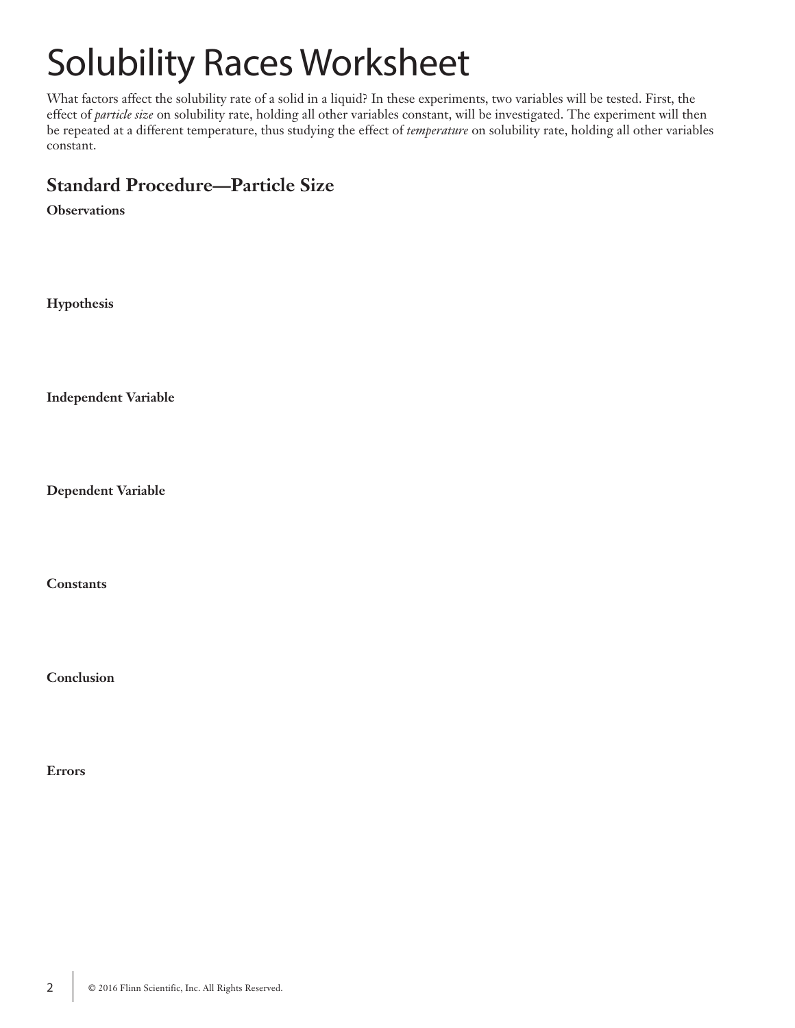# Solubility Races Worksheet

What factors affect the solubility rate of a solid in a liquid? In these experiments, two variables will be tested. First, the effect of *particle size* on solubility rate, holding all other variables constant, will be investigated. The experiment will then be repeated at a different temperature, thus studying the effect of *temperature* on solubility rate, holding all other variables constant.

## Standard Procedure—Particle Size

**Observations**

**Hypothesis**

**Independent Variable**

**Dependent Variable**

**Constants**

**Conclusion**

**Errors**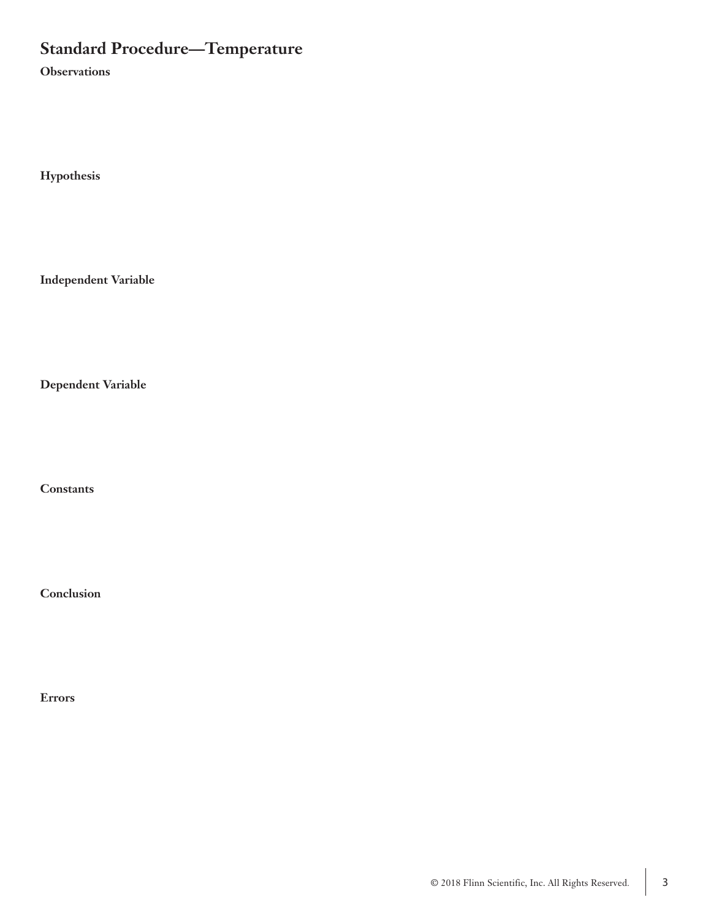## Standard Procedure—Temperature

**Observations**

**Hypothesis**

**Independent Variable**

**Dependent Variable**

**Constants**

**Conclusion**

**Errors**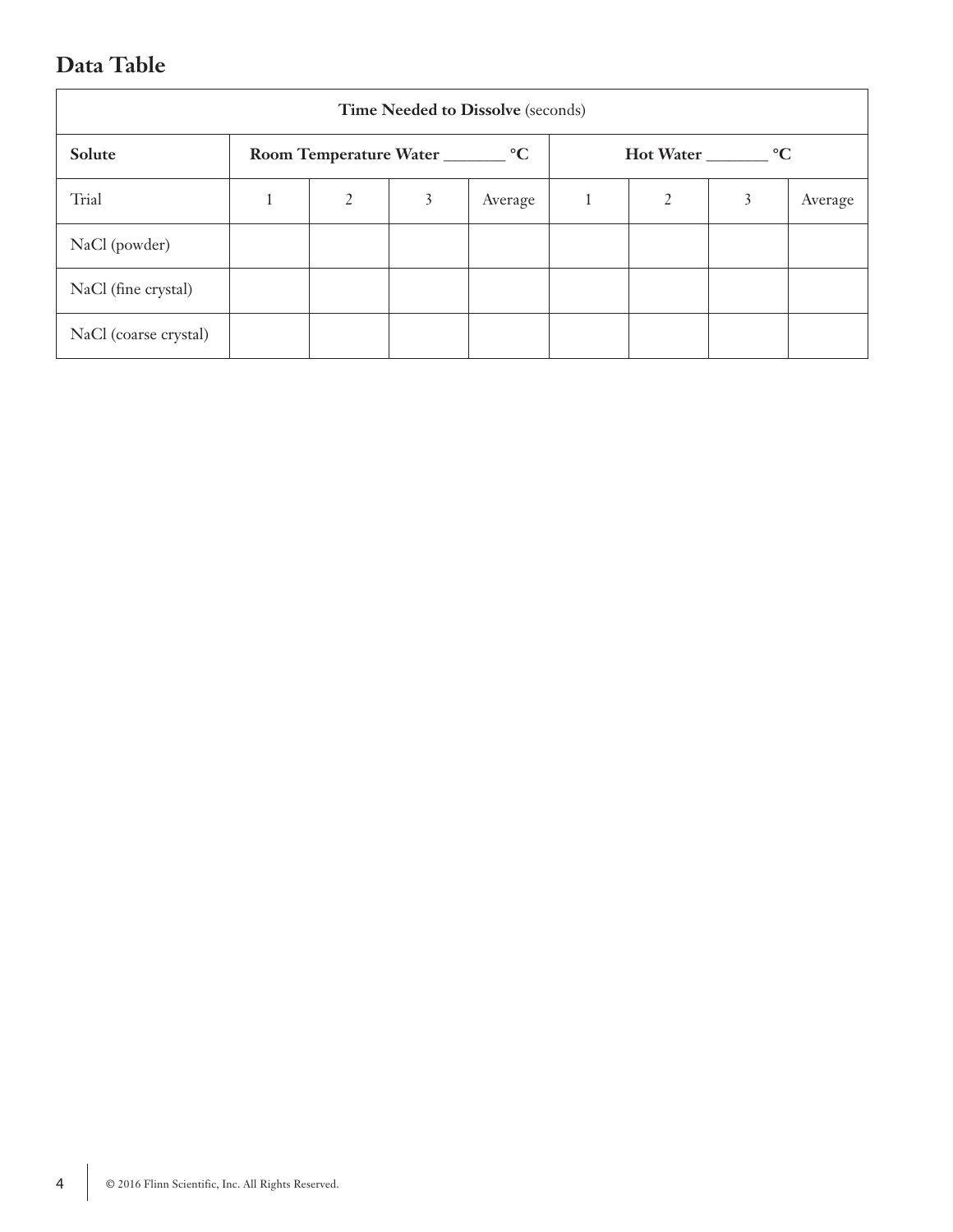## Data Table

| Time Needed to Dissolve (seconds) | | | | | | | | |
|---|---|---|---|---|---|---|---|---|
| **Solute** | **Room Temperature Water _______ °C** | | | | **Hot Water _______ °C** | | | |
| Trial | 1 | 2 | 3 | Average | 1 | 2 | 3 | Average |
| NaCl (powder) | | | | | | | | |
| NaCl (fine crystal) | | | | | | | | |
| NaCl (coarse crystal) | | | | | | | | |

© 2016 Flinn Scientific, Inc. All Rights Reserved.